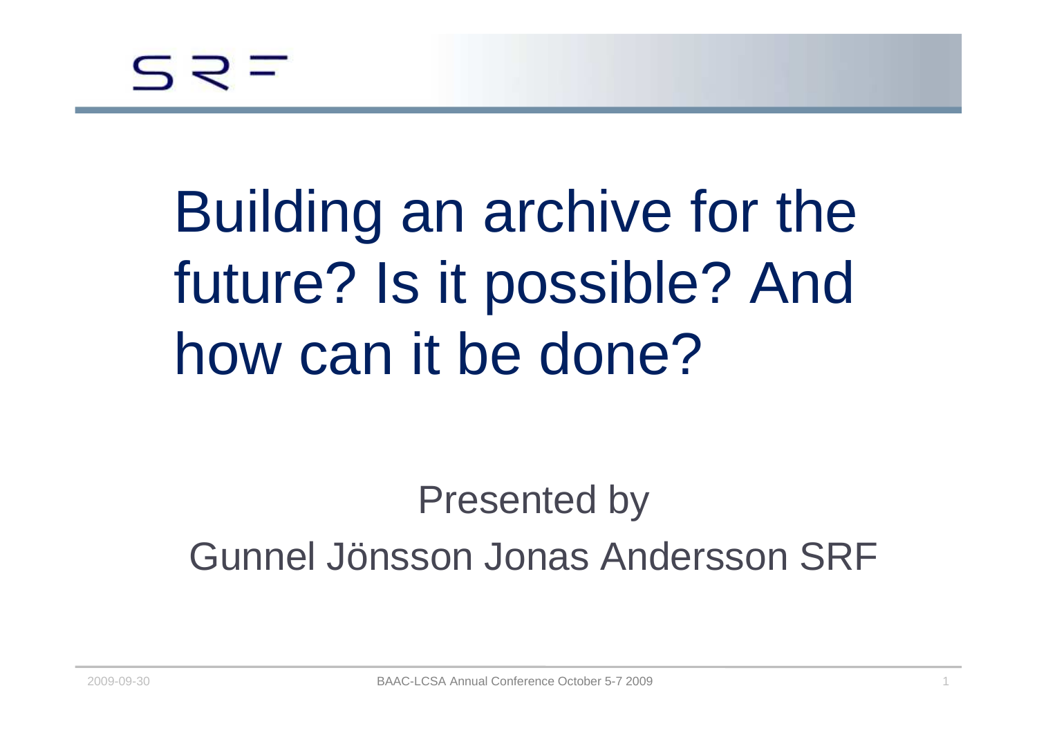# Building an archive for the future? Is it possible? And how can it be done?

Presented by

Gunnel Jönsson Jonas Andersson SRF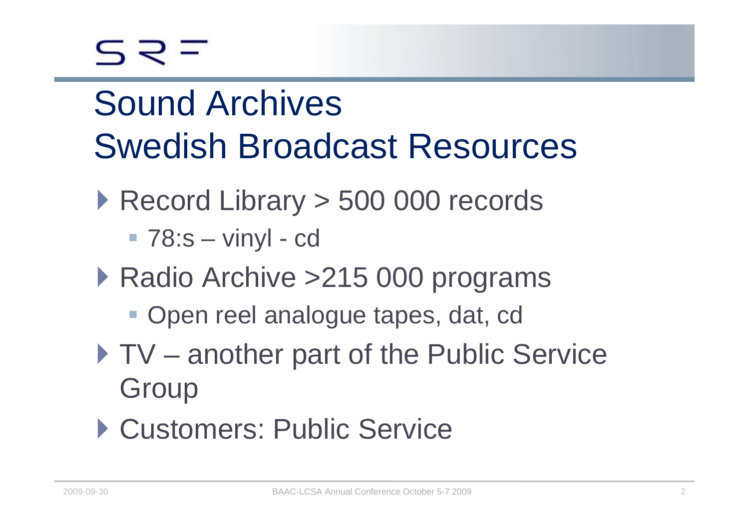# Sound Archives
# Swedish Broadcast Resources

- Record Library > 500 000 records
  - 78:s – vinyl - cd
- Radio Archive >215 000 programs
  - Open reel analogue tapes, dat, cd
- TV – another part of the Public Service Group
- Customers: Public Service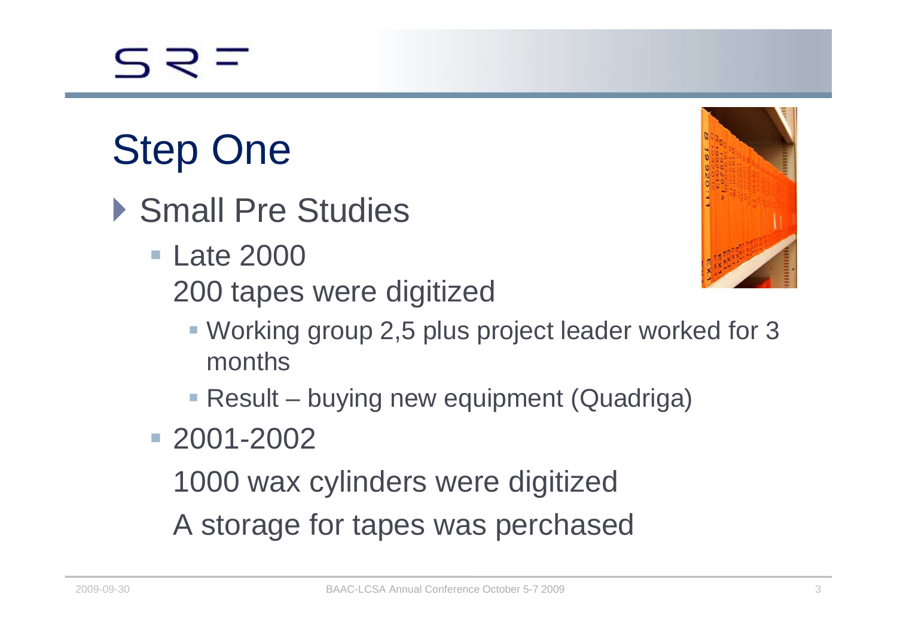# Step One

- Small Pre Studies
  - Late 2000
    200 tapes were digitized
    - Working group 2,5 plus project leader worked for 3 months
    - Result – buying new equipment (Quadriga)
  - 2001-2002
    1000 wax cylinders were digitized
    A storage for tapes was perchased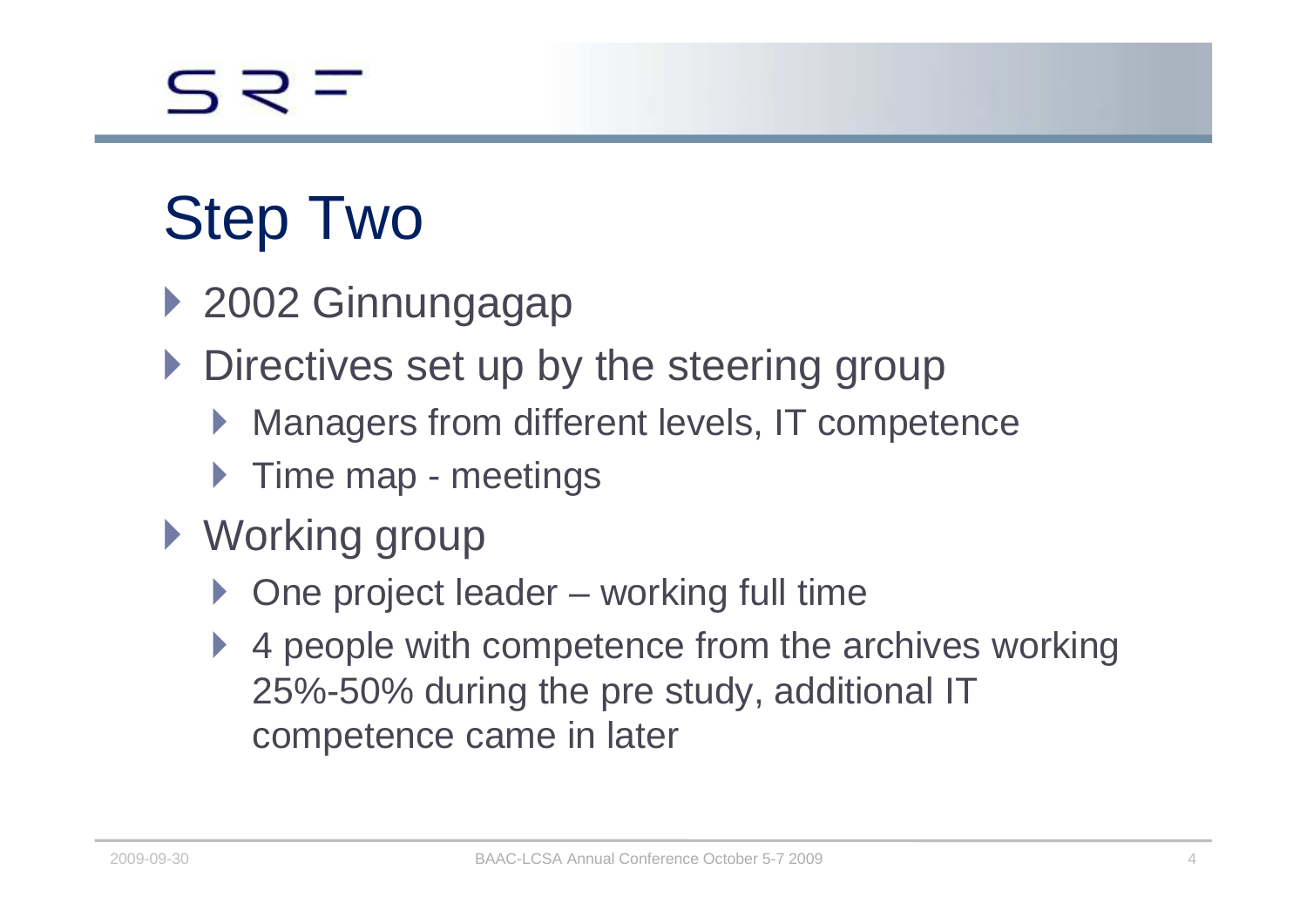# Step Two

- 2002 Ginnungagap
- Directives set up by the steering group
  - Managers from different levels, IT competence
  - Time map - meetings
- Working group
  - One project leader – working full time
  - 4 people with competence from the archives working 25%-50% during the pre study, additional IT competence came in later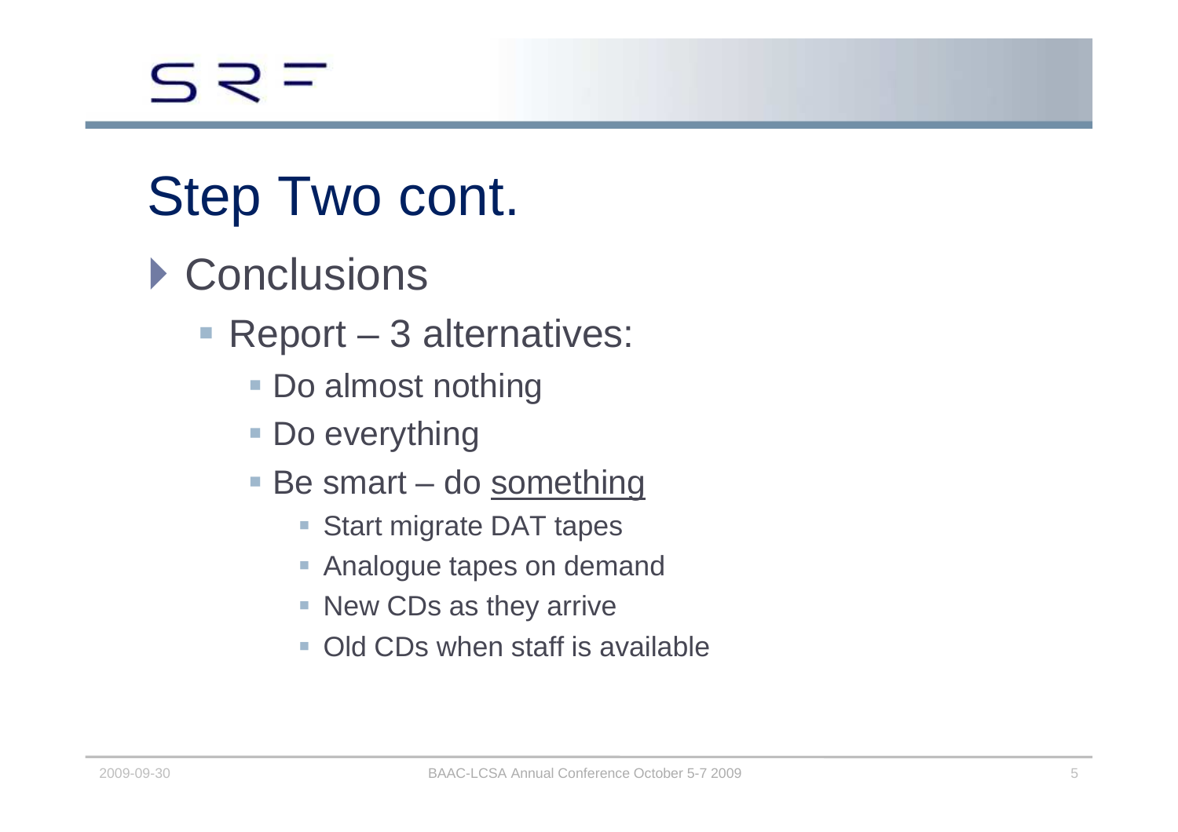# Step Two cont.

- Conclusions
  - Report – 3 alternatives:
    - Do almost nothing
    - Do everything
    - Be smart – do <u>something</u>
      - Start migrate DAT tapes
      - Analogue tapes on demand
      - New CDs as they arrive
      - Old CDs when staff is available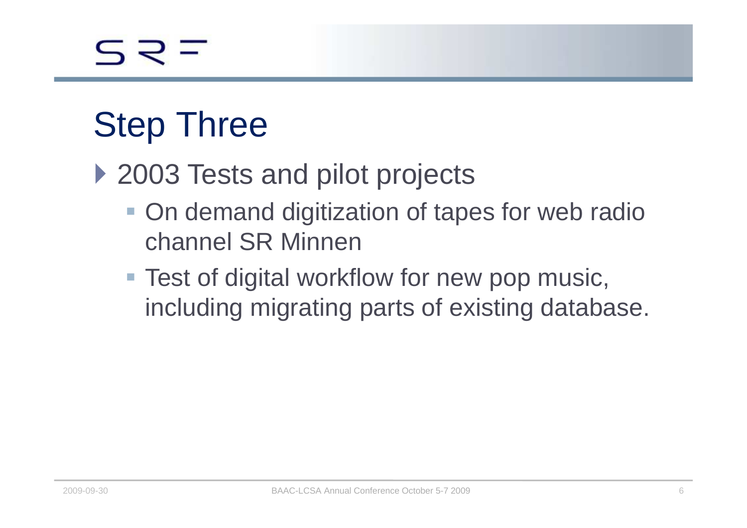# Step Three

- 2003 Tests and pilot projects
  - On demand digitization of tapes for web radio channel SR Minnen
  - Test of digital workflow for new pop music, including migrating parts of existing database.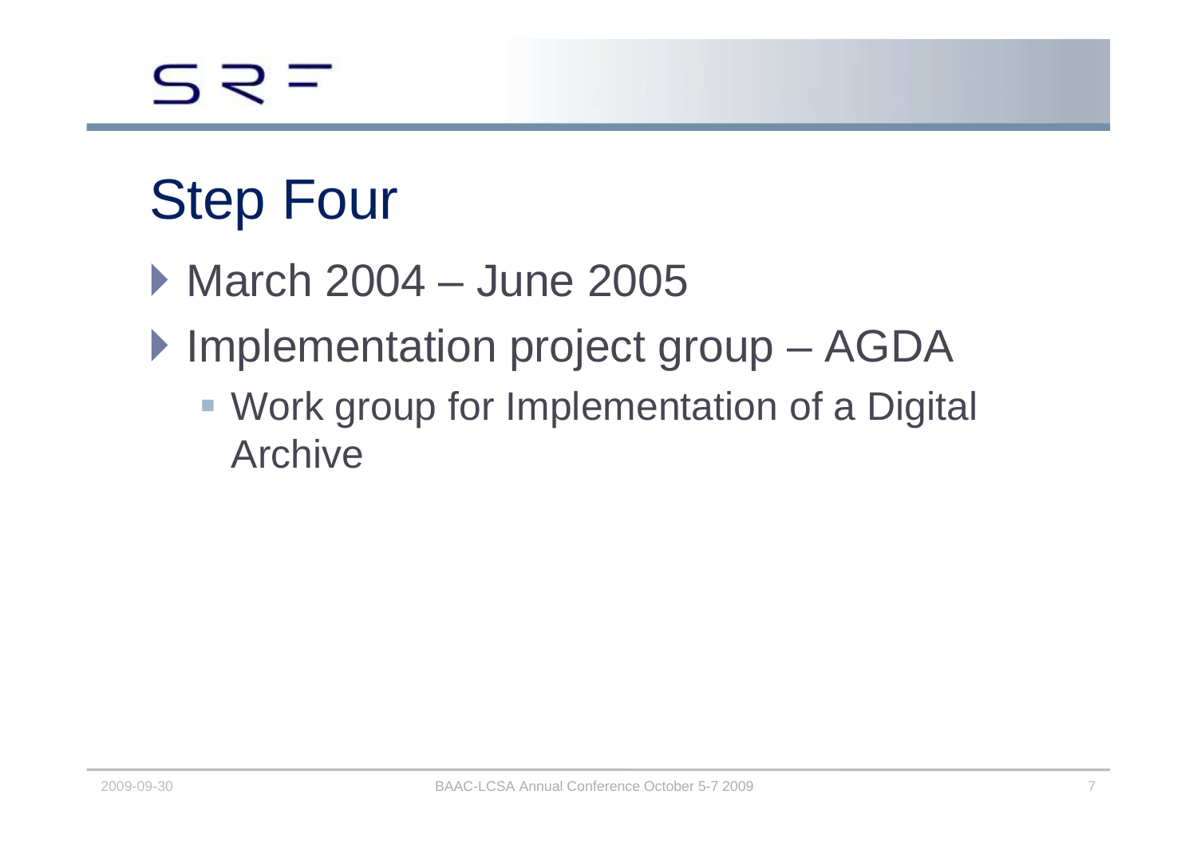# Step Four

- March 2004 – June 2005
- Implementation project group – AGDA
  - Work group for Implementation of a Digital Archive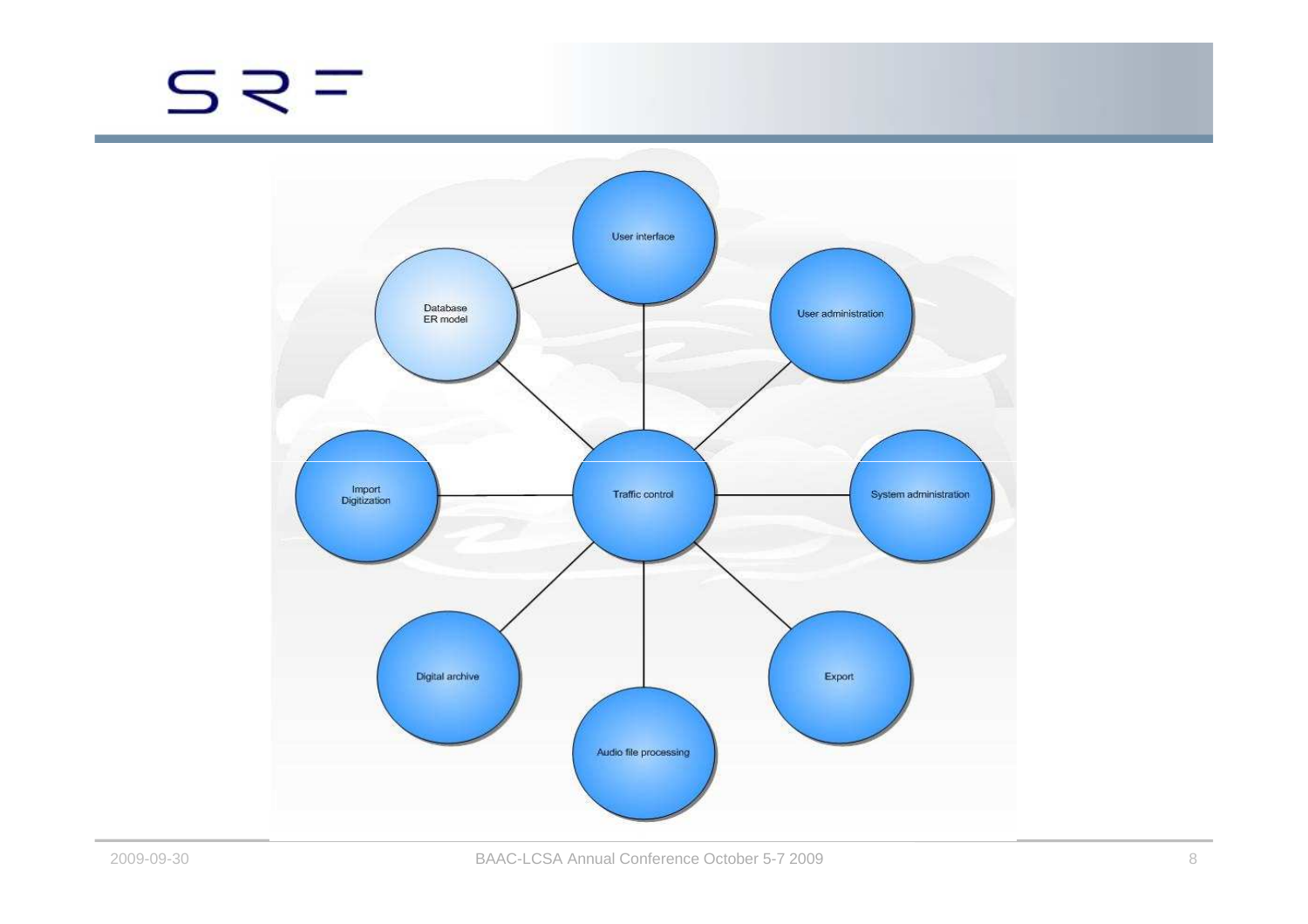User interface

Database
ER model

User administration

Import
Digitization

Traffic control

System administration

Digital archive

Export

Audio file processing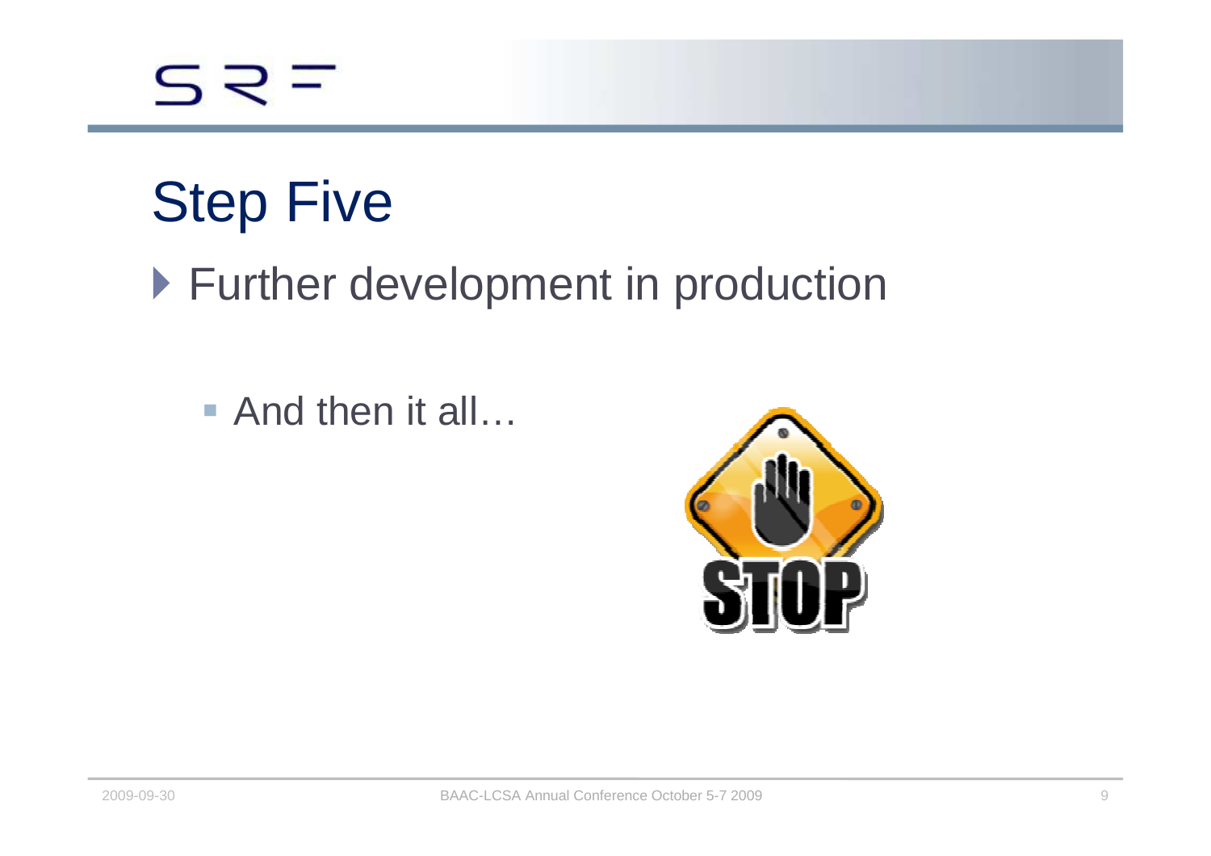# Step Five

- Further development in production
  - And then it all…

STOP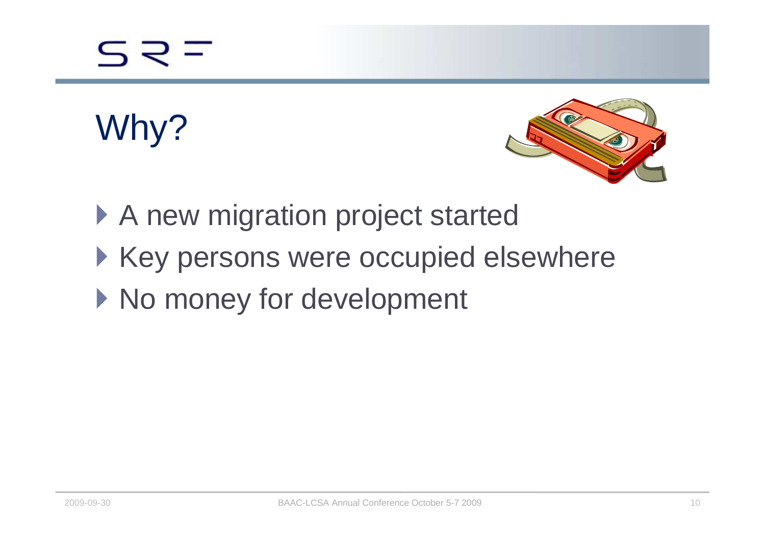# Why?

- A new migration project started
- Key persons were occupied elsewhere
- No money for development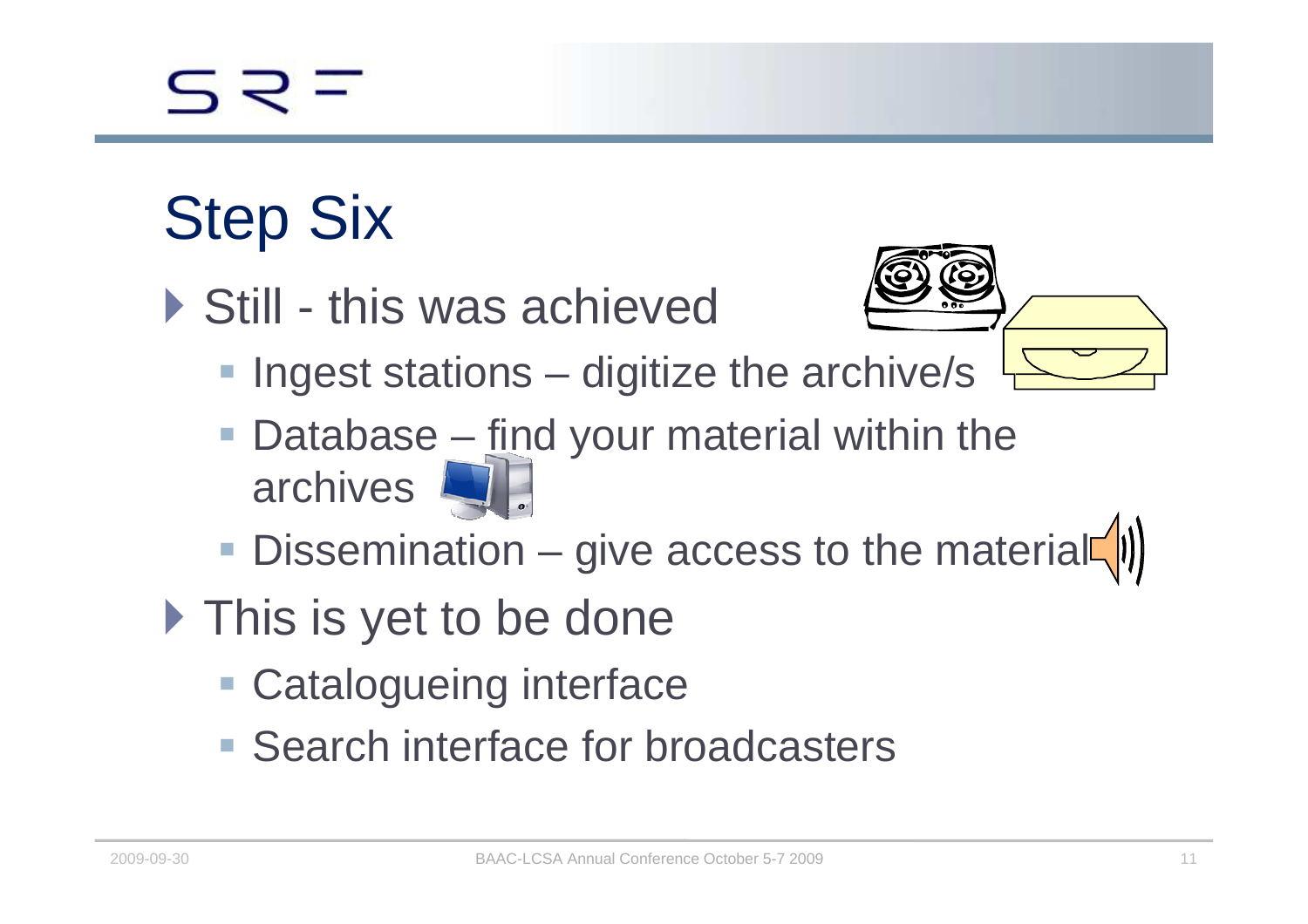# Step Six

- Still - this was achieved
  - Ingest stations – digitize the archive/s
  - Database – find your material within the archives
  - Dissemination – give access to the material
- This is yet to be done
  - Catalogueing interface
  - Search interface for broadcasters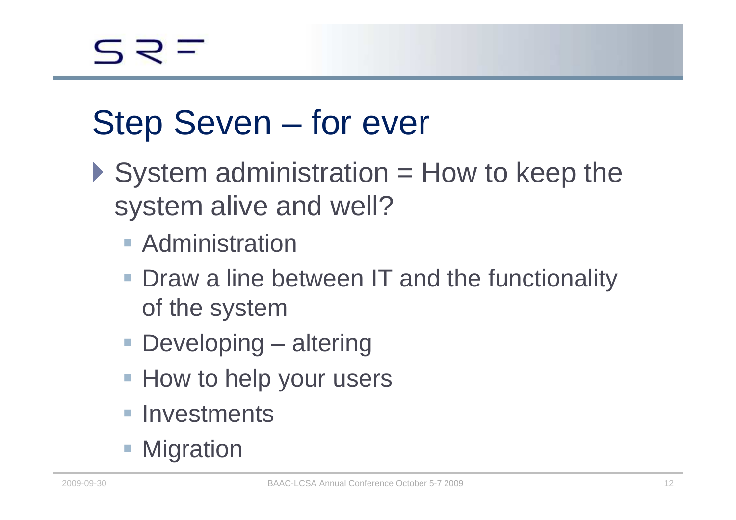# Step Seven – for ever

- System administration = How to keep the system alive and well?
  - Administration
  - Draw a line between IT and the functionality of the system
  - Developing – altering
  - How to help your users
  - Investments
  - Migration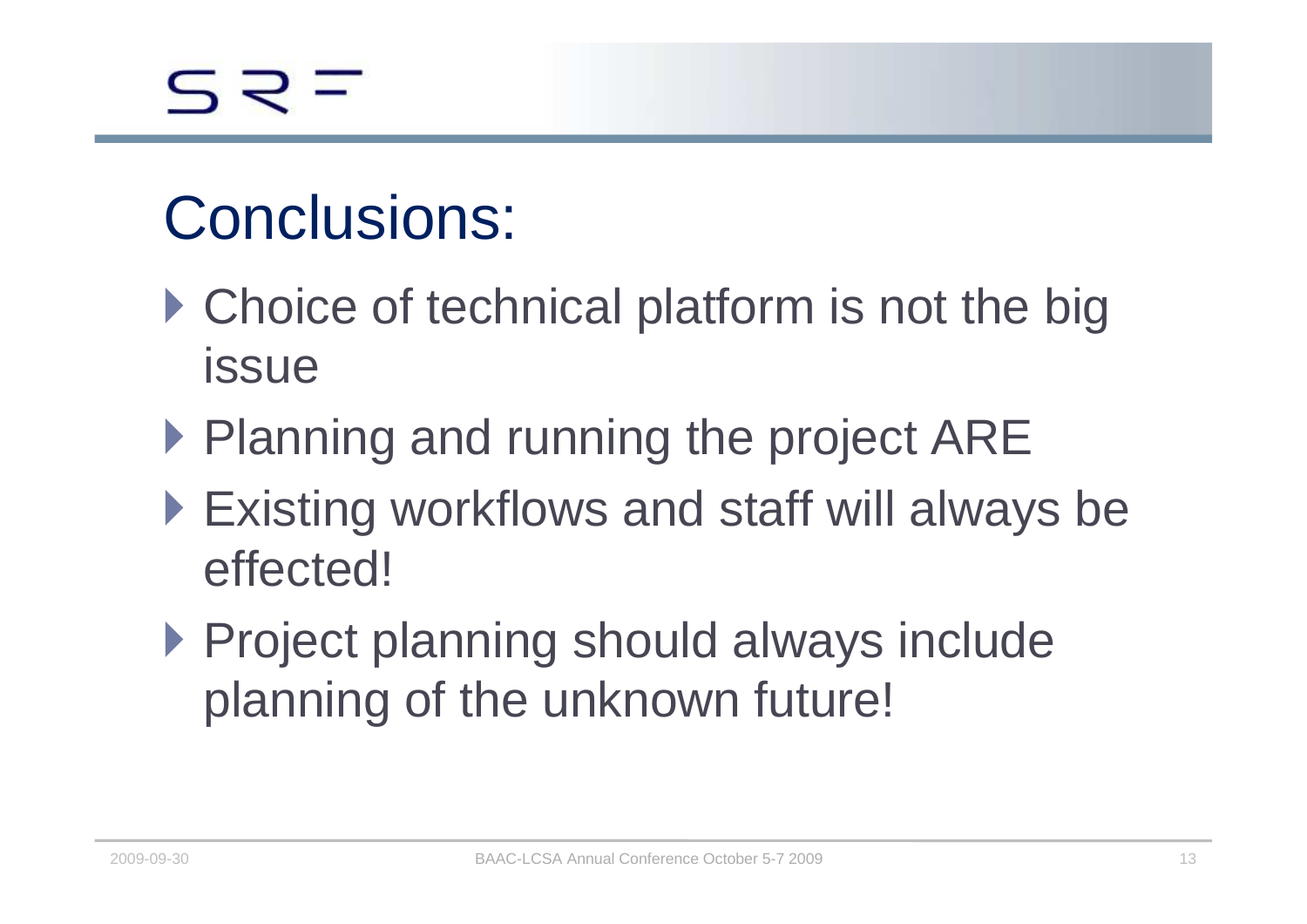# Conclusions:

- Choice of technical platform is not the big issue
- Planning and running the project ARE
- Existing workflows and staff will always be effected!
- Project planning should always include planning of the unknown future!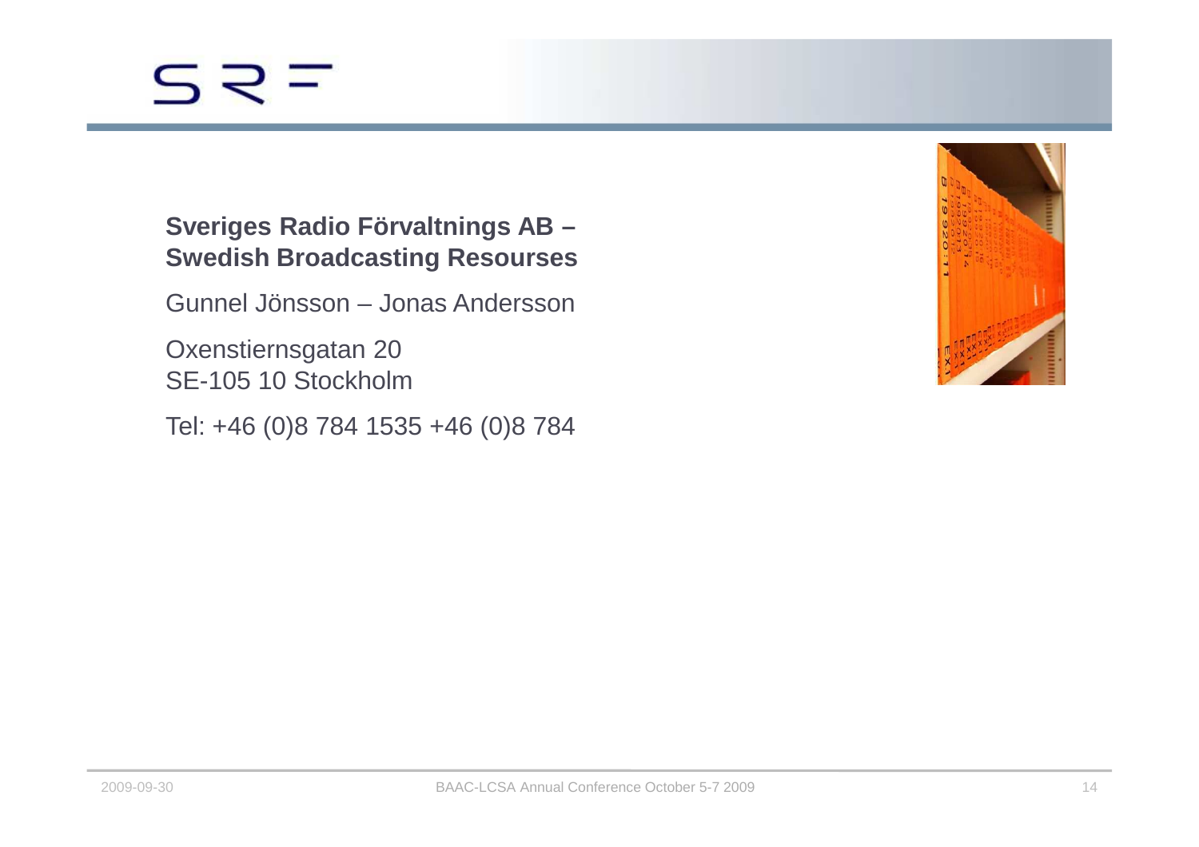**Sveriges Radio Förvaltnings AB –**
**Swedish Broadcasting Resourses**

Gunnel Jönsson – Jonas Andersson

Oxenstiernsgatan 20
SE-105 10 Stockholm

Tel: +46 (0)8 784 1535 +46 (0)8 784